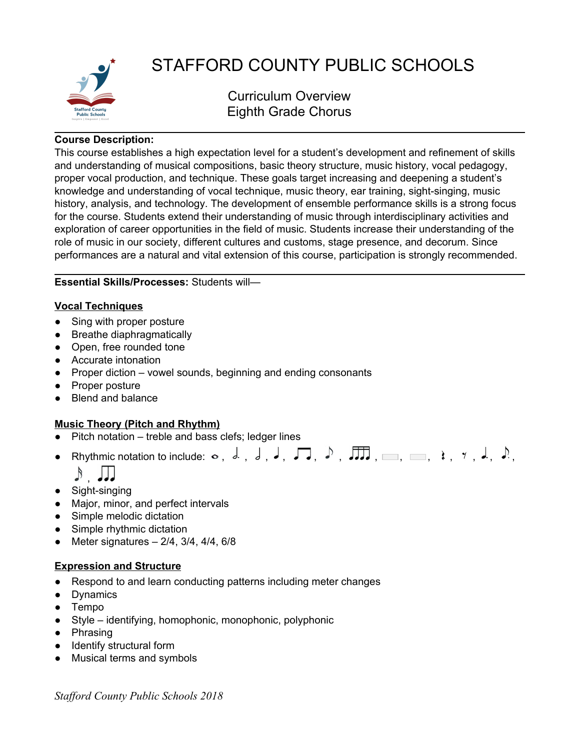# STAFFORD COUNTY PUBLIC SCHOOLS

## Curriculum Overview
## Eighth Grade Chorus

**Course Description:**
This course establishes a high expectation level for a student's development and refinement of skills and understanding of musical compositions, basic theory structure, music history, vocal pedagogy, proper vocal production, and technique. These goals target increasing and deepening a student's knowledge and understanding of vocal technique, music theory, ear training, sight-singing, music history, analysis, and technology. The development of ensemble performance skills is a strong focus for the course. Students extend their understanding of music through interdisciplinary activities and exploration of career opportunities in the field of music. Students increase their understanding of the role of music in our society, different cultures and customs, stage presence, and decorum. Since performances are a natural and vital extension of this course, participation is strongly recommended.

**Essential Skills/Processes:** Students will—

**Vocal Techniques**

- Sing with proper posture
- Breathe diaphragmatically
- Open, free rounded tone
- Accurate intonation
- Proper diction – vowel sounds, beginning and ending consonants
- Proper posture
- Blend and balance

**Music Theory (Pitch and Rhythm)**

- Pitch notation – treble and bass clefs; ledger lines
- Rhythmic notation to include: 𝅝, 𝅗𝅥., 𝅗𝅥, 𝅘𝅥, ♫, 𝅘𝅥𝅮, ♬♬, ▭, ▭, 𝄽, 𝄾, 𝅘𝅥., 𝅘𝅥𝅮., 𝅘𝅥𝅯, ♫
- Sight-singing
- Major, minor, and perfect intervals
- Simple melodic dictation
- Simple rhythmic dictation
- Meter signatures – 2/4, 3/4, 4/4, 6/8

**Expression and Structure**

- Respond to and learn conducting patterns including meter changes
- Dynamics
- Tempo
- Style – identifying, homophonic, monophonic, polyphonic
- Phrasing
- Identify structural form
- Musical terms and symbols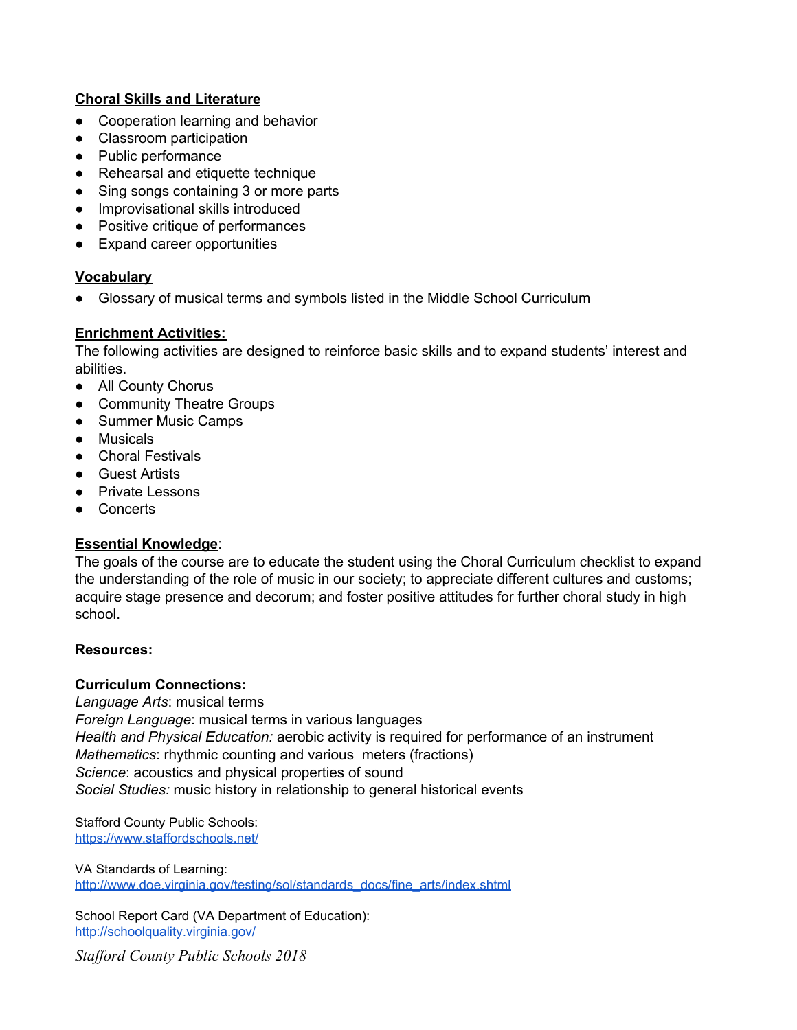## Choral Skills and Literature

- Cooperation learning and behavior
- Classroom participation
- Public performance
- Rehearsal and etiquette technique
- Sing songs containing 3 or more parts
- Improvisational skills introduced
- Positive critique of performances
- Expand career opportunities

## Vocabulary

- Glossary of musical terms and symbols listed in the Middle School Curriculum

## Enrichment Activities:

The following activities are designed to reinforce basic skills and to expand students' interest and abilities.

- All County Chorus
- Community Theatre Groups
- Summer Music Camps
- Musicals
- Choral Festivals
- Guest Artists
- Private Lessons
- Concerts

## Essential Knowledge:

The goals of the course are to educate the student using the Choral Curriculum checklist to expand the understanding of the role of music in our society; to appreciate different cultures and customs; acquire stage presence and decorum; and foster positive attitudes for further choral study in high school.

**Resources:**

## Curriculum Connections:

*Language Arts*: musical terms
*Foreign Language*: musical terms in various languages
*Health and Physical Education:* aerobic activity is required for performance of an instrument
*Mathematics*: rhythmic counting and various meters (fractions)
*Science*: acoustics and physical properties of sound
*Social Studies:* music history in relationship to general historical events

Stafford County Public Schools:
https://www.staffordschools.net/

VA Standards of Learning:
http://www.doe.virginia.gov/testing/sol/standards_docs/fine_arts/index.shtml

School Report Card (VA Department of Education):
http://schoolquality.virginia.gov/

*Stafford County Public Schools 2018*